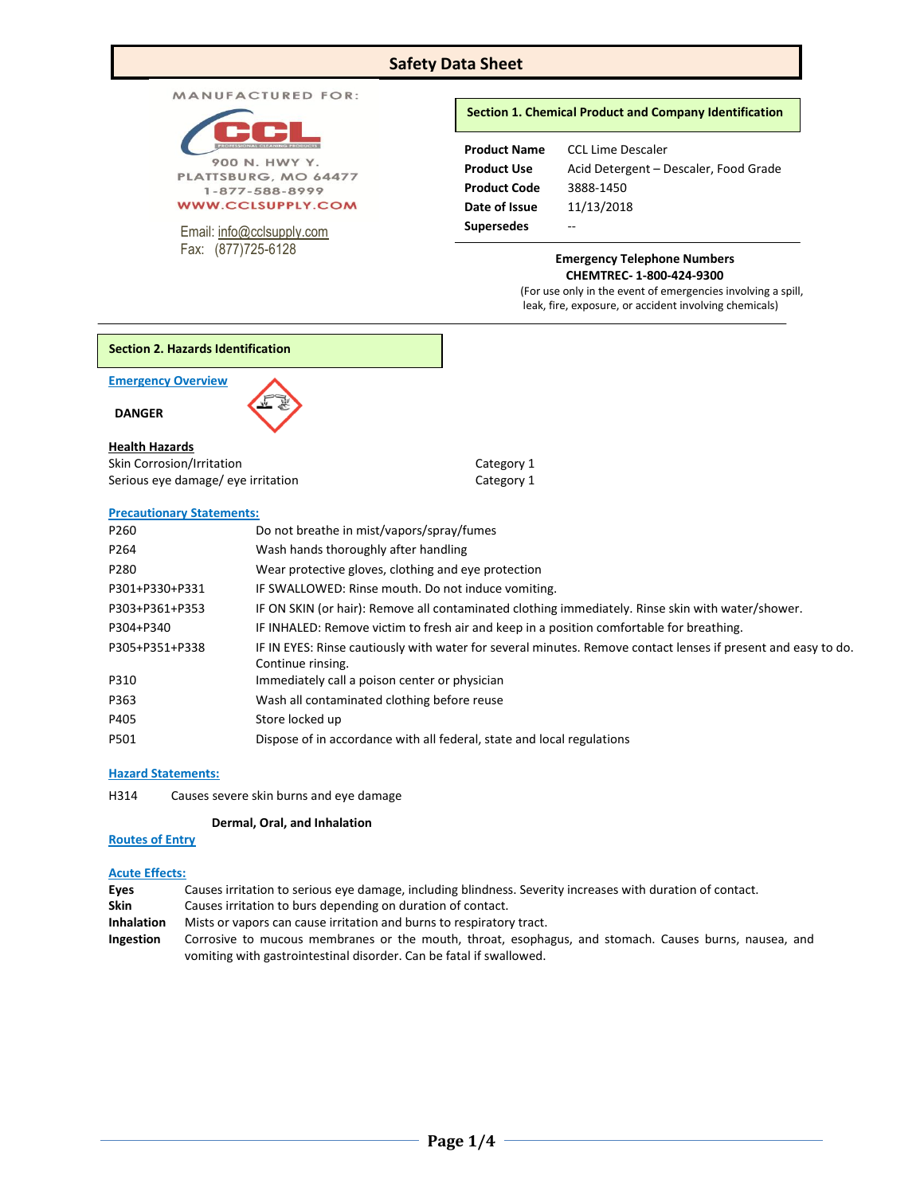# Safety Data Sheet

MANUFACTURED FOR:

CCL PROFESSIONAL CLEANING PRODUCTS

900 N. HWY Y.
PLATTSBURG, MO 64477
1-877-588-8999
WWW.CCLSUPPLY.COM

Email: info@cclsupply.com
Fax: (877)725-6128

## Section 1. Chemical Product and Company Identification

| | |
|---|---|
| **Product Name** | CCL Lime Descaler |
| **Product Use** | Acid Detergent – Descaler, Food Grade |
| **Product Code** | 3888-1450 |
| **Date of Issue** | 11/13/2018 |
| **Supersedes** | -- |

**Emergency Telephone Numbers**
**CHEMTREC- 1-800-424-9300**
(For use only in the event of emergencies involving a spill, leak, fire, exposure, or accident involving chemicals)

## Section 2. Hazards Identification

**Emergency Overview**

**DANGER**

**Health Hazards**

| | |
|---|---|
| Skin Corrosion/Irritation | Category 1 |
| Serious eye damage/ eye irritation | Category 1 |

**Precautionary Statements:**

| | |
|---|---|
| P260 | Do not breathe in mist/vapors/spray/fumes |
| P264 | Wash hands thoroughly after handling |
| P280 | Wear protective gloves, clothing and eye protection |
| P301+P330+P331 | IF SWALLOWED: Rinse mouth. Do not induce vomiting. |
| P303+P361+P353 | IF ON SKIN (or hair): Remove all contaminated clothing immediately. Rinse skin with water/shower. |
| P304+P340 | IF INHALED: Remove victim to fresh air and keep in a position comfortable for breathing. |
| P305+P351+P338 | IF IN EYES: Rinse cautiously with water for several minutes. Remove contact lenses if present and easy to do. Continue rinsing. |
| P310 | Immediately call a poison center or physician |
| P363 | Wash all contaminated clothing before reuse |
| P405 | Store locked up |
| P501 | Dispose of in accordance with all federal, state and local regulations |

**Hazard Statements:**

H314 Causes severe skin burns and eye damage

**Routes of Entry** **Dermal, Oral, and Inhalation**

**Acute Effects:**

| | |
|---|---|
| **Eyes** | Causes irritation to serious eye damage, including blindness. Severity increases with duration of contact. |
| **Skin** | Causes irritation to burs depending on duration of contact. |
| **Inhalation** | Mists or vapors can cause irritation and burns to respiratory tract. |
| **Ingestion** | Corrosive to mucous membranes or the mouth, throat, esophagus, and stomach. Causes burns, nausea, and vomiting with gastrointestinal disorder. Can be fatal if swallowed. |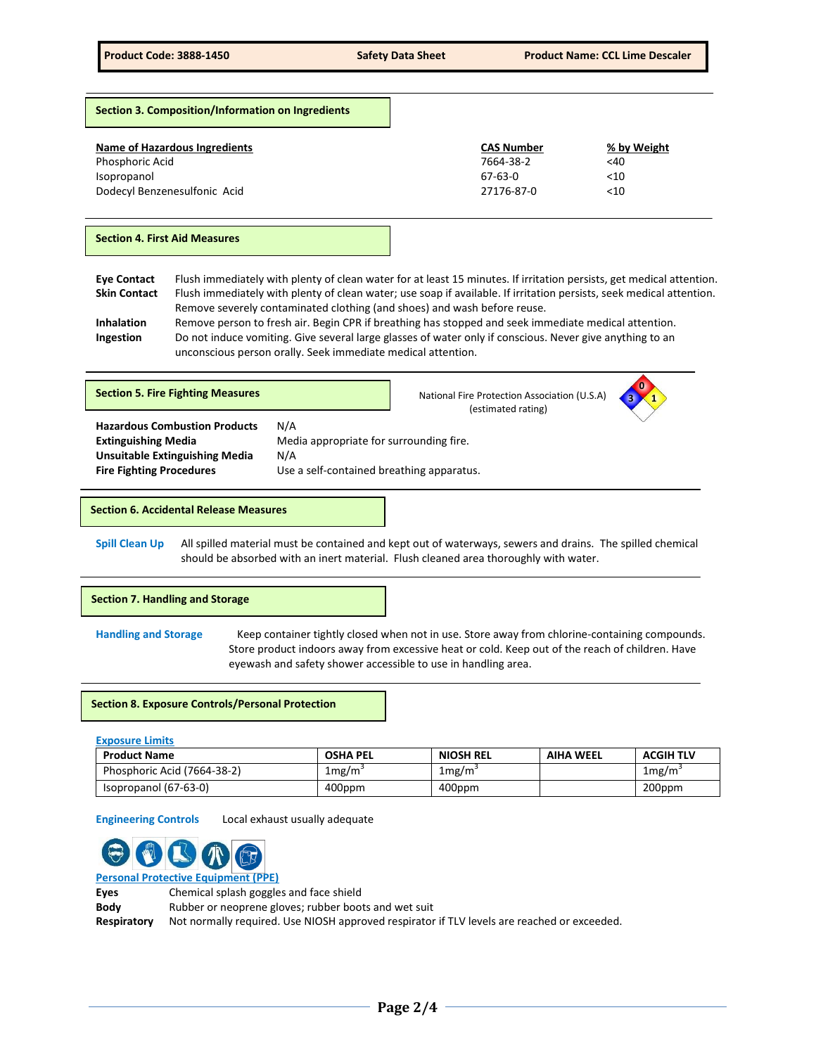## Section 3. Composition/Information on Ingredients

| Name of Hazardous Ingredients | CAS Number | % by Weight |
|---|---|---|
| Phosphoric Acid | 7664-38-2 | <40 |
| Isopropanol | 67-63-0 | <10 |
| Dodecyl Benzenesulfonic Acid | 27176-87-0 | <10 |

## Section 4. First Aid Measures

**Eye Contact** Flush immediately with plenty of clean water for at least 15 minutes. If irritation persists, get medical attention.

**Skin Contact** Flush immediately with plenty of clean water; use soap if available. If irritation persists, seek medical attention. Remove severely contaminated clothing (and shoes) and wash before reuse.

**Inhalation** Remove person to fresh air. Begin CPR if breathing has stopped and seek immediate medical attention.

**Ingestion** Do not induce vomiting. Give several large glasses of water only if conscious. Never give anything to an unconscious person orally. Seek immediate medical attention.

## Section 5. Fire Fighting Measures

National Fire Protection Association (U.S.A) (estimated rating)

Health: 3, Flammability: 0, Instability: 1

**Hazardous Combustion Products** N/A

**Extinguishing Media** Media appropriate for surrounding fire.

**Unsuitable Extinguishing Media** N/A

**Fire Fighting Procedures** Use a self-contained breathing apparatus.

## Section 6. Accidental Release Measures

**Spill Clean Up** All spilled material must be contained and kept out of waterways, sewers and drains. The spilled chemical should be absorbed with an inert material. Flush cleaned area thoroughly with water.

## Section 7. Handling and Storage

**Handling and Storage** Keep container tightly closed when not in use. Store away from chlorine-containing compounds. Store product indoors away from excessive heat or cold. Keep out of the reach of children. Have eyewash and safety shower accessible to use in handling area.

## Section 8. Exposure Controls/Personal Protection

**Exposure Limits**

| Product Name | OSHA PEL | NIOSH REL | AIHA WEEL | ACGIH TLV |
|---|---|---|---|---|
| Phosphoric Acid (7664-38-2) | $1mg/m^3$ | $1mg/m^3$ | | $1mg/m^3$ |
| Isopropanol (67-63-0) | 400ppm | 400ppm | | 200ppm |

**Engineering Controls** Local exhaust usually adequate

**Personal Protective Equipment (PPE)**

**Eyes** Chemical splash goggles and face shield

**Body** Rubber or neoprene gloves; rubber boots and wet suit

**Respiratory** Not normally required. Use NIOSH approved respirator if TLV levels are reached or exceeded.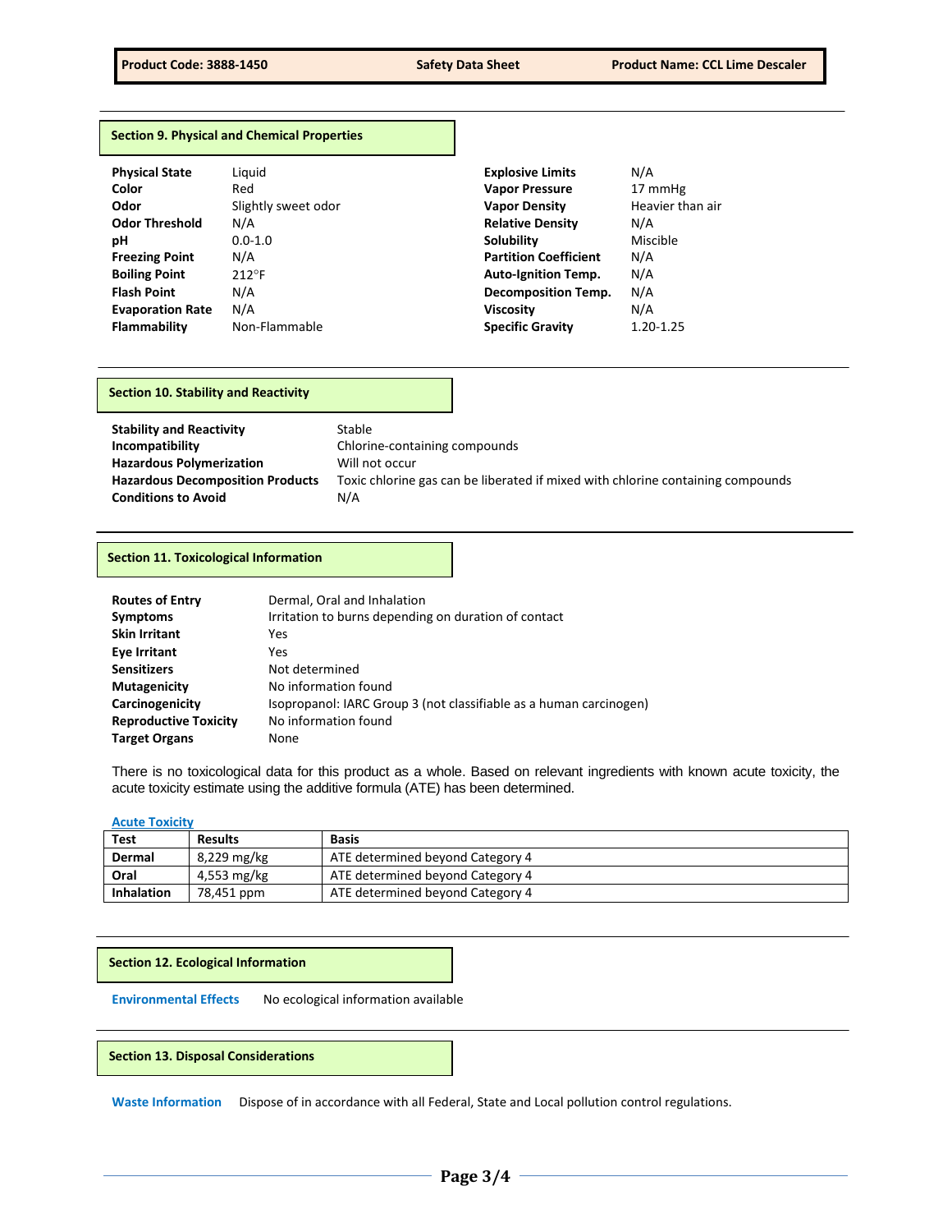## Section 9. Physical and Chemical Properties

| | | | |
|---|---|---|---|
| **Physical State** | Liquid | **Explosive Limits** | N/A |
| **Color** | Red | **Vapor Pressure** | 17 mmHg |
| **Odor** | Slightly sweet odor | **Vapor Density** | Heavier than air |
| **Odor Threshold** | N/A | **Relative Density** | N/A |
| **pH** | 0.0-1.0 | **Solubility** | Miscible |
| **Freezing Point** | N/A | **Partition Coefficient** | N/A |
| **Boiling Point** | 212°F | **Auto-Ignition Temp.** | N/A |
| **Flash Point** | N/A | **Decomposition Temp.** | N/A |
| **Evaporation Rate** | N/A | **Viscosity** | N/A |
| **Flammability** | Non-Flammable | **Specific Gravity** | 1.20-1.25 |

## Section 10. Stability and Reactivity

| | |
|---|---|
| **Stability and Reactivity** | Stable |
| **Incompatibility** | Chlorine-containing compounds |
| **Hazardous Polymerization** | Will not occur |
| **Hazardous Decomposition Products** | Toxic chlorine gas can be liberated if mixed with chlorine containing compounds |
| **Conditions to Avoid** | N/A |

## Section 11. Toxicological Information

| | |
|---|---|
| **Routes of Entry** | Dermal, Oral and Inhalation |
| **Symptoms** | Irritation to burns depending on duration of contact |
| **Skin Irritant** | Yes |
| **Eye Irritant** | Yes |
| **Sensitizers** | Not determined |
| **Mutagenicity** | No information found |
| **Carcinogenicity** | Isopropanol: IARC Group 3 (not classifiable as a human carcinogen) |
| **Reproductive Toxicity** | No information found |
| **Target Organs** | None |

There is no toxicological data for this product as a whole. Based on relevant ingredients with known acute toxicity, the acute toxicity estimate using the additive formula (ATE) has been determined.

**Acute Toxicity**

| Test | Results | Basis |
|---|---|---|
| **Dermal** | 8,229 mg/kg | ATE determined beyond Category 4 |
| **Oral** | 4,553 mg/kg | ATE determined beyond Category 4 |
| **Inhalation** | 78,451 ppm | ATE determined beyond Category 4 |

## Section 12. Ecological Information

**Environmental Effects** No ecological information available

## Section 13. Disposal Considerations

**Waste Information** Dispose of in accordance with all Federal, State and Local pollution control regulations.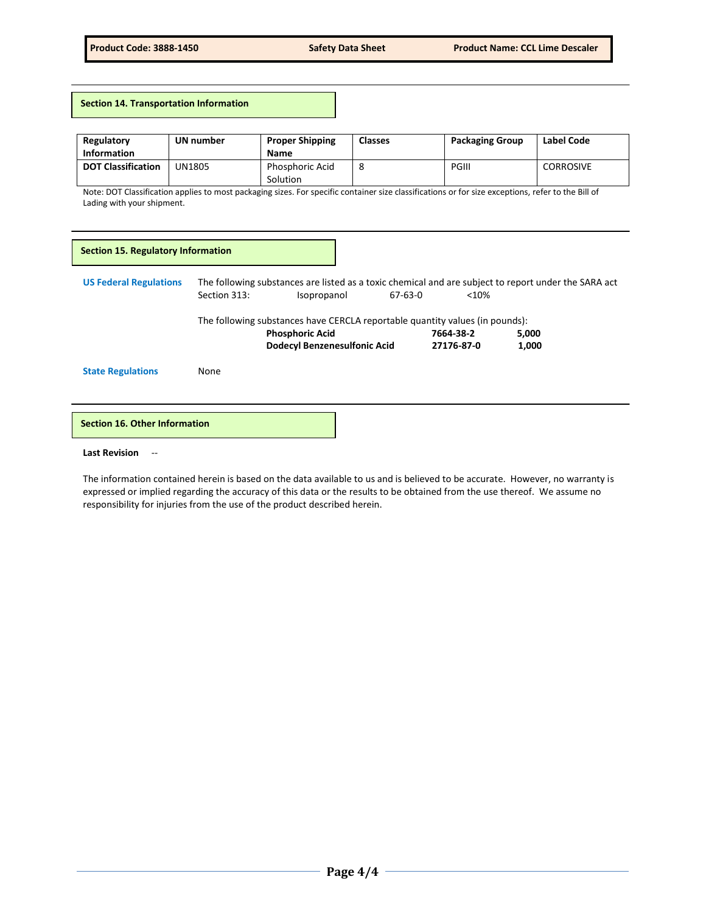## Section 14. Transportation Information

| Regulatory Information | UN number | Proper Shipping Name | Classes | Packaging Group | Label Code |
|---|---|---|---|---|---|
| **DOT Classification** | UN1805 | Phosphoric Acid Solution | 8 | PGIII | CORROSIVE |

Note: DOT Classification applies to most packaging sizes. For specific container size classifications or for size exceptions, refer to the Bill of Lading with your shipment.

## Section 15. Regulatory Information

**US Federal Regulations**

The following substances are listed as a toxic chemical and are subject to report under the SARA act Section 313:

| | | |
|---|---|---|
| Isopropanol | 67-63-0 | <10% |

The following substances have CERCLA reportable quantity values (in pounds):

| | | |
|---|---|---|
| **Phosphoric Acid** | **7664-38-2** | **5,000** |
| **Dodecyl Benzenesulfonic Acid** | **27176-87-0** | **1,000** |

**State Regulations** None

## Section 16. Other Information

**Last Revision** --

The information contained herein is based on the data available to us and is believed to be accurate. However, no warranty is expressed or implied regarding the accuracy of this data or the results to be obtained from the use thereof. We assume no responsibility for injuries from the use of the product described herein.